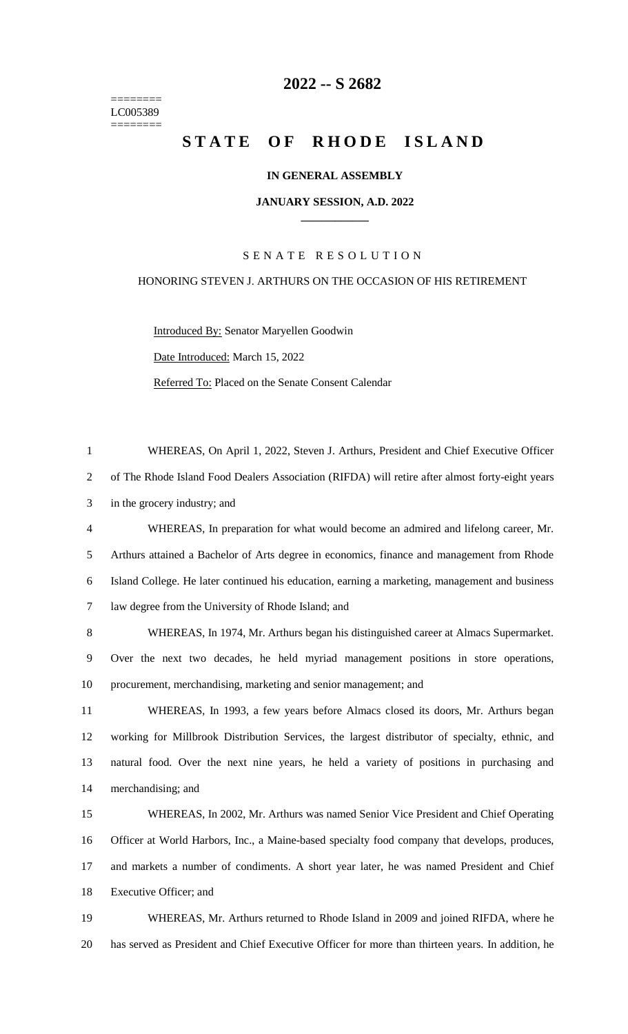# 2022 -- S 2682

========
LC005389
========

# STATE OF RHODE ISLAND

### IN GENERAL ASSEMBLY

### JANUARY SESSION, A.D. 2022

---

S E N A T E   R E S O L U T I O N

HONORING STEVEN J. ARTHURS ON THE OCCASION OF HIS RETIREMENT

Introduced By: Senator Maryellen Goodwin

Date Introduced: March 15, 2022

Referred To: Placed on the Senate Consent Calendar

1 WHEREAS, On April 1, 2022, Steven J. Arthurs, President and Chief Executive Officer
2 of The Rhode Island Food Dealers Association (RIFDA) will retire after almost forty-eight years
3 in the grocery industry; and
4 WHEREAS, In preparation for what would become an admired and lifelong career, Mr.
5 Arthurs attained a Bachelor of Arts degree in economics, finance and management from Rhode
6 Island College. He later continued his education, earning a marketing, management and business
7 law degree from the University of Rhode Island; and
8 WHEREAS, In 1974, Mr. Arthurs began his distinguished career at Almacs Supermarket.
9 Over the next two decades, he held myriad management positions in store operations,
10 procurement, merchandising, marketing and senior management; and
11 WHEREAS, In 1993, a few years before Almacs closed its doors, Mr. Arthurs began
12 working for Millbrook Distribution Services, the largest distributor of specialty, ethnic, and
13 natural food. Over the next nine years, he held a variety of positions in purchasing and
14 merchandising; and
15 WHEREAS, In 2002, Mr. Arthurs was named Senior Vice President and Chief Operating
16 Officer at World Harbors, Inc., a Maine-based specialty food company that develops, produces,
17 and markets a number of condiments. A short year later, he was named President and Chief
18 Executive Officer; and
19 WHEREAS, Mr. Arthurs returned to Rhode Island in 2009 and joined RIFDA, where he
20 has served as President and Chief Executive Officer for more than thirteen years. In addition, he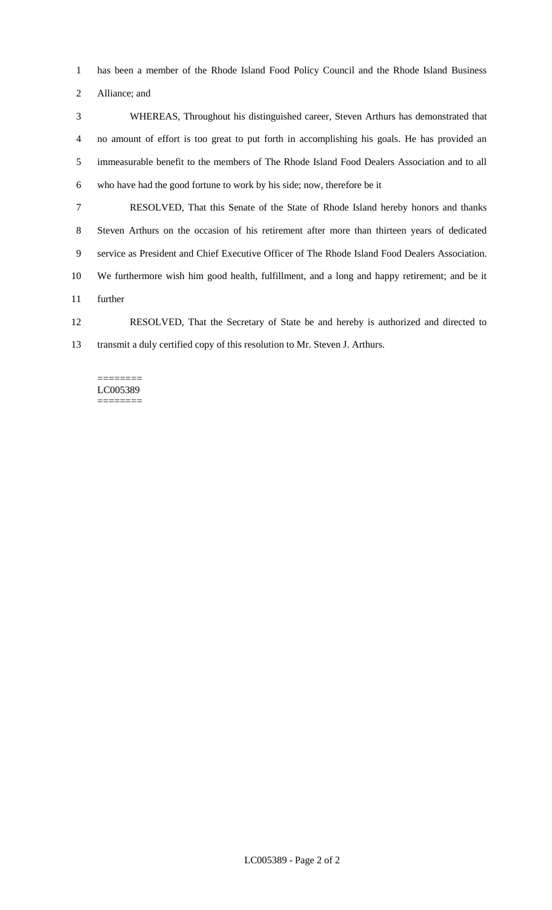has been a member of the Rhode Island Food Policy Council and the Rhode Island Business Alliance; and

WHEREAS, Throughout his distinguished career, Steven Arthurs has demonstrated that no amount of effort is too great to put forth in accomplishing his goals. He has provided an immeasurable benefit to the members of The Rhode Island Food Dealers Association and to all who have had the good fortune to work by his side; now, therefore be it

RESOLVED, That this Senate of the State of Rhode Island hereby honors and thanks Steven Arthurs on the occasion of his retirement after more than thirteen years of dedicated service as President and Chief Executive Officer of The Rhode Island Food Dealers Association. We furthermore wish him good health, fulfillment, and a long and happy retirement; and be it further

RESOLVED, That the Secretary of State be and hereby is authorized and directed to transmit a duly certified copy of this resolution to Mr. Steven J. Arthurs.

========
LC005389
========